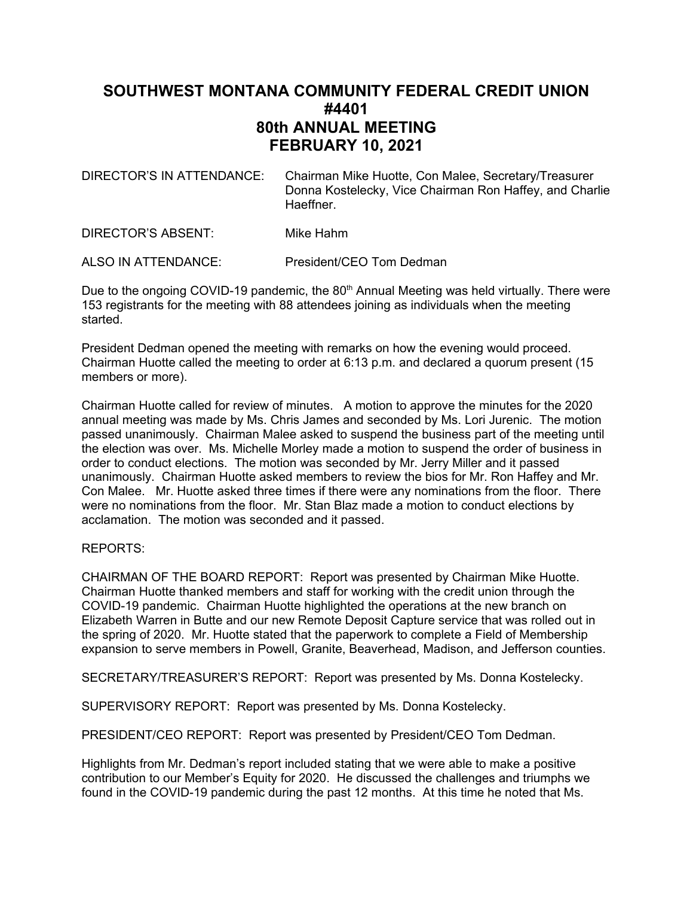# SOUTHWEST MONTANA COMMUNITY FEDERAL CREDIT UNION
# #4401
# 80th ANNUAL MEETING
# FEBRUARY 10, 2021

DIRECTOR'S IN ATTENDANCE: Chairman Mike Huotte, Con Malee, Secretary/Treasurer Donna Kostelecky, Vice Chairman Ron Haffey, and Charlie Haeffner.

DIRECTOR'S ABSENT: Mike Hahm

ALSO IN ATTENDANCE: President/CEO Tom Dedman

Due to the ongoing COVID-19 pandemic, the 80th Annual Meeting was held virtually. There were 153 registrants for the meeting with 88 attendees joining as individuals when the meeting started.

President Dedman opened the meeting with remarks on how the evening would proceed. Chairman Huotte called the meeting to order at 6:13 p.m. and declared a quorum present (15 members or more).

Chairman Huotte called for review of minutes. A motion to approve the minutes for the 2020 annual meeting was made by Ms. Chris James and seconded by Ms. Lori Jurenic. The motion passed unanimously. Chairman Malee asked to suspend the business part of the meeting until the election was over. Ms. Michelle Morley made a motion to suspend the order of business in order to conduct elections. The motion was seconded by Mr. Jerry Miller and it passed unanimously. Chairman Huotte asked members to review the bios for Mr. Ron Haffey and Mr. Con Malee. Mr. Huotte asked three times if there were any nominations from the floor. There were no nominations from the floor. Mr. Stan Blaz made a motion to conduct elections by acclamation. The motion was seconded and it passed.

REPORTS:

CHAIRMAN OF THE BOARD REPORT: Report was presented by Chairman Mike Huotte. Chairman Huotte thanked members and staff for working with the credit union through the COVID-19 pandemic. Chairman Huotte highlighted the operations at the new branch on Elizabeth Warren in Butte and our new Remote Deposit Capture service that was rolled out in the spring of 2020. Mr. Huotte stated that the paperwork to complete a Field of Membership expansion to serve members in Powell, Granite, Beaverhead, Madison, and Jefferson counties.

SECRETARY/TREASURER'S REPORT: Report was presented by Ms. Donna Kostelecky.

SUPERVISORY REPORT: Report was presented by Ms. Donna Kostelecky.

PRESIDENT/CEO REPORT: Report was presented by President/CEO Tom Dedman.

Highlights from Mr. Dedman's report included stating that we were able to make a positive contribution to our Member's Equity for 2020. He discussed the challenges and triumphs we found in the COVID-19 pandemic during the past 12 months. At this time he noted that Ms.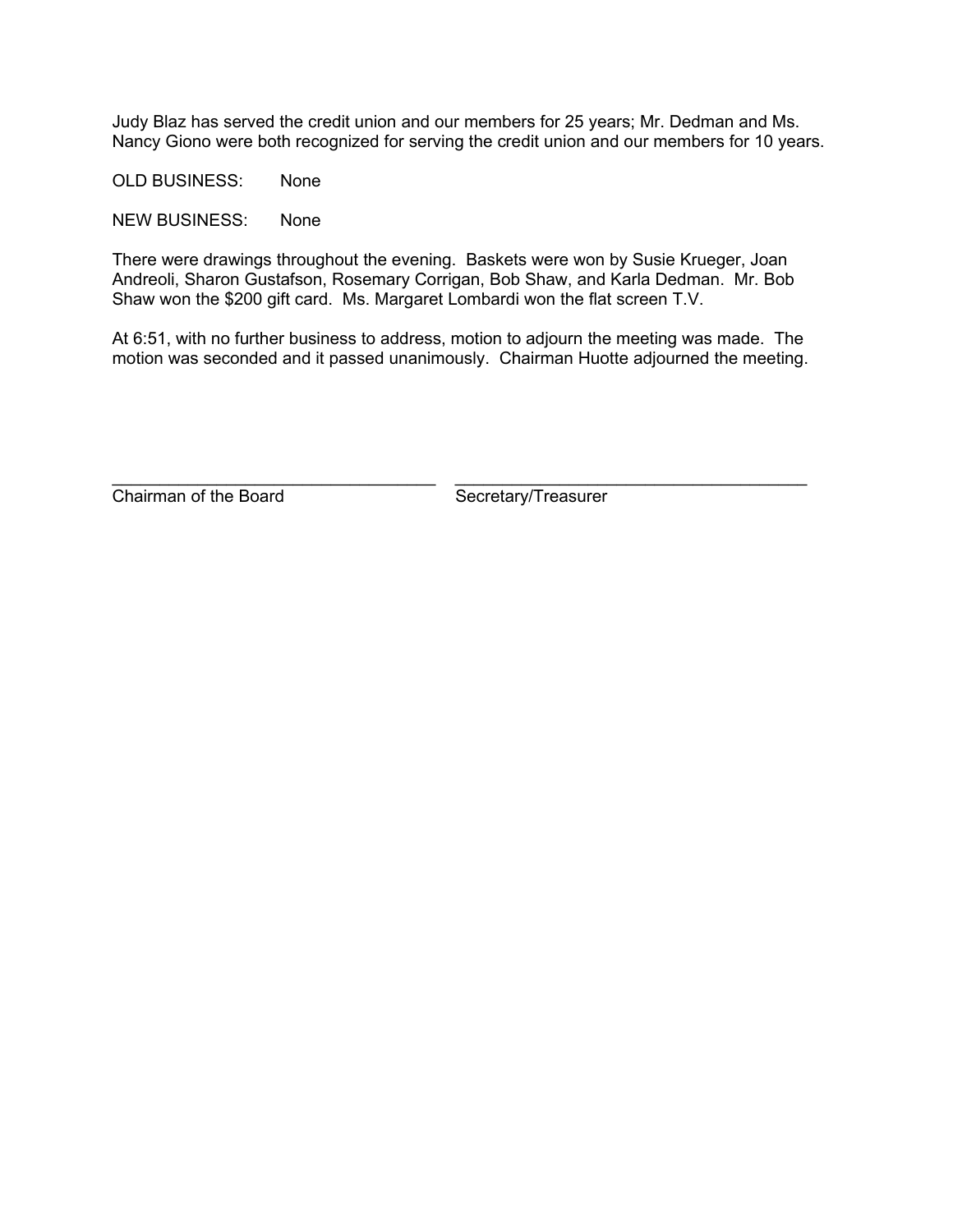Judy Blaz has served the credit union and our members for 25 years; Mr. Dedman and Ms. Nancy Giono were both recognized for serving the credit union and our members for 10 years.

OLD BUSINESS: None

NEW BUSINESS: None

There were drawings throughout the evening. Baskets were won by Susie Krueger, Joan Andreoli, Sharon Gustafson, Rosemary Corrigan, Bob Shaw, and Karla Dedman. Mr. Bob Shaw won the $200 gift card. Ms. Margaret Lombardi won the flat screen T.V.

At 6:51, with no further business to address, motion to adjourn the meeting was made. The motion was seconded and it passed unanimously. Chairman Huotte adjourned the meeting.

___________________________________ ______________________________________

Chairman of the Board Secretary/Treasurer